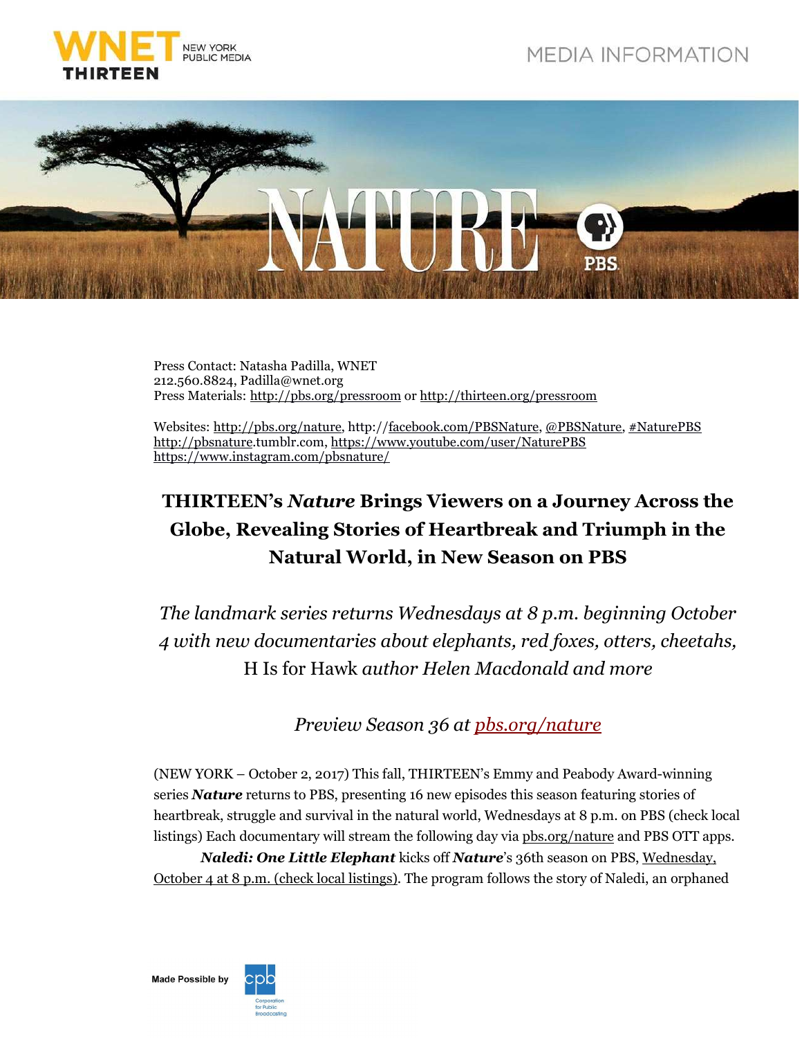WNET THIRTEEN NEW YORK PUBLIC MEDIA

MEDIA INFORMATION

Press Contact: Natasha Padilla, WNET
212.560.8824, Padilla@wnet.org
Press Materials: http://pbs.org/pressroom or http://thirteen.org/pressroom

Websites: http://pbs.org/nature, http://facebook.com/PBSNature, @PBSNature, #NaturePBS
http://pbsnature.tumblr.com, https://www.youtube.com/user/NaturePBS
https://www.instagram.com/pbsnature/

# THIRTEEN's *Nature* Brings Viewers on a Journey Across the Globe, Revealing Stories of Heartbreak and Triumph in the Natural World, in New Season on PBS

*The landmark series returns Wednesdays at 8 p.m. beginning October 4 with new documentaries about elephants, red foxes, otters, cheetahs,* H Is for Hawk *author Helen Macdonald and more*

*Preview Season 36 at pbs.org/nature*

(NEW YORK – October 2, 2017) This fall, THIRTEEN's Emmy and Peabody Award-winning series ***Nature*** returns to PBS, presenting 16 new episodes this season featuring stories of heartbreak, struggle and survival in the natural world, Wednesdays at 8 p.m. on PBS (check local listings) Each documentary will stream the following day via pbs.org/nature and PBS OTT apps.

***Naledi: One Little Elephant*** kicks off ***Nature***'s 36th season on PBS, Wednesday, October 4 at 8 p.m. (check local listings). The program follows the story of Naledi, an orphaned

Made Possible by cpb Corporation for Public Broadcasting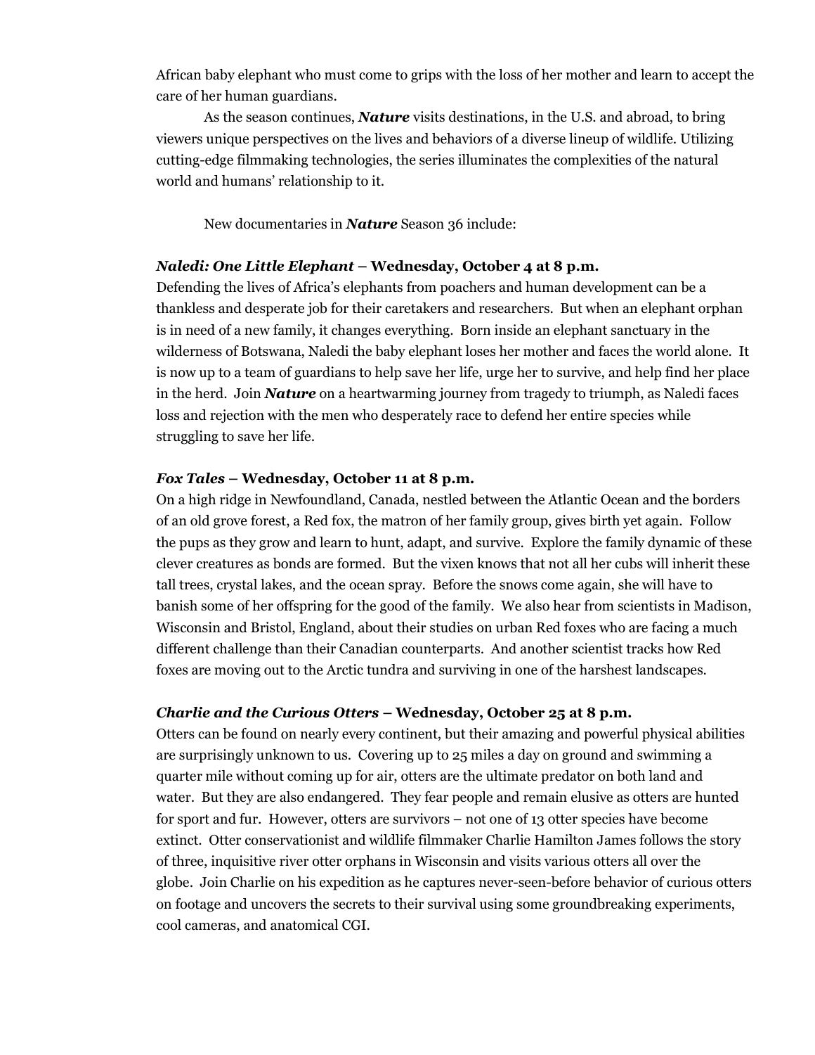African baby elephant who must come to grips with the loss of her mother and learn to accept the care of her human guardians.

As the season continues, ***Nature*** visits destinations, in the U.S. and abroad, to bring viewers unique perspectives on the lives and behaviors of a diverse lineup of wildlife. Utilizing cutting-edge filmmaking technologies, the series illuminates the complexities of the natural world and humans' relationship to it.

New documentaries in ***Nature*** Season 36 include:

***Naledi: One Little Elephant* – Wednesday, October 4 at 8 p.m.**

Defending the lives of Africa's elephants from poachers and human development can be a thankless and desperate job for their caretakers and researchers. But when an elephant orphan is in need of a new family, it changes everything. Born inside an elephant sanctuary in the wilderness of Botswana, Naledi the baby elephant loses her mother and faces the world alone. It is now up to a team of guardians to help save her life, urge her to survive, and help find her place in the herd. Join ***Nature*** on a heartwarming journey from tragedy to triumph, as Naledi faces loss and rejection with the men who desperately race to defend her entire species while struggling to save her life.

***Fox Tales* – Wednesday, October 11 at 8 p.m.**

On a high ridge in Newfoundland, Canada, nestled between the Atlantic Ocean and the borders of an old grove forest, a Red fox, the matron of her family group, gives birth yet again. Follow the pups as they grow and learn to hunt, adapt, and survive. Explore the family dynamic of these clever creatures as bonds are formed. But the vixen knows that not all her cubs will inherit these tall trees, crystal lakes, and the ocean spray. Before the snows come again, she will have to banish some of her offspring for the good of the family. We also hear from scientists in Madison, Wisconsin and Bristol, England, about their studies on urban Red foxes who are facing a much different challenge than their Canadian counterparts. And another scientist tracks how Red foxes are moving out to the Arctic tundra and surviving in one of the harshest landscapes.

***Charlie and the Curious Otters* – Wednesday, October 25 at 8 p.m.**

Otters can be found on nearly every continent, but their amazing and powerful physical abilities are surprisingly unknown to us. Covering up to 25 miles a day on ground and swimming a quarter mile without coming up for air, otters are the ultimate predator on both land and water. But they are also endangered. They fear people and remain elusive as otters are hunted for sport and fur. However, otters are survivors – not one of 13 otter species have become extinct. Otter conservationist and wildlife filmmaker Charlie Hamilton James follows the story of three, inquisitive river otter orphans in Wisconsin and visits various otters all over the globe. Join Charlie on his expedition as he captures never-seen-before behavior of curious otters on footage and uncovers the secrets to their survival using some groundbreaking experiments, cool cameras, and anatomical CGI.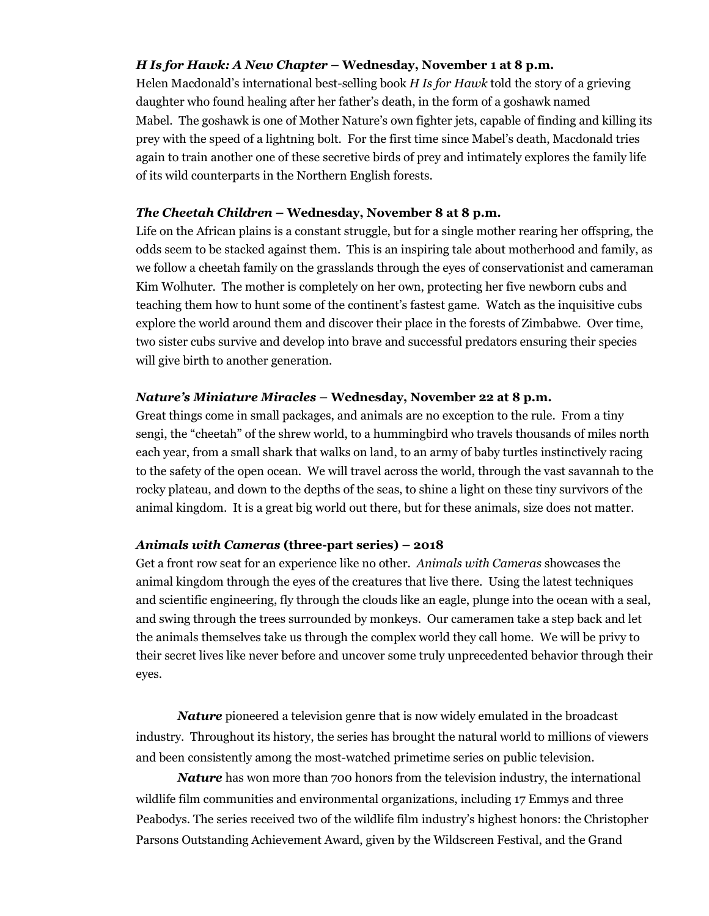***H Is for Hawk: A New Chapter* – Wednesday, November 1 at 8 p.m.**
Helen Macdonald's international best-selling book *H Is for Hawk* told the story of a grieving daughter who found healing after her father's death, in the form of a goshawk named Mabel. The goshawk is one of Mother Nature's own fighter jets, capable of finding and killing its prey with the speed of a lightning bolt. For the first time since Mabel's death, Macdonald tries again to train another one of these secretive birds of prey and intimately explores the family life of its wild counterparts in the Northern English forests.

***The Cheetah Children* – Wednesday, November 8 at 8 p.m.**
Life on the African plains is a constant struggle, but for a single mother rearing her offspring, the odds seem to be stacked against them. This is an inspiring tale about motherhood and family, as we follow a cheetah family on the grasslands through the eyes of conservationist and cameraman Kim Wolhuter. The mother is completely on her own, protecting her five newborn cubs and teaching them how to hunt some of the continent's fastest game. Watch as the inquisitive cubs explore the world around them and discover their place in the forests of Zimbabwe. Over time, two sister cubs survive and develop into brave and successful predators ensuring their species will give birth to another generation.

***Nature's Miniature Miracles* – Wednesday, November 22 at 8 p.m.**
Great things come in small packages, and animals are no exception to the rule. From a tiny sengi, the "cheetah" of the shrew world, to a hummingbird who travels thousands of miles north each year, from a small shark that walks on land, to an army of baby turtles instinctively racing to the safety of the open ocean. We will travel across the world, through the vast savannah to the rocky plateau, and down to the depths of the seas, to shine a light on these tiny survivors of the animal kingdom. It is a great big world out there, but for these animals, size does not matter.

***Animals with Cameras* (three-part series) – 2018**
Get a front row seat for an experience like no other. *Animals with Cameras* showcases the animal kingdom through the eyes of the creatures that live there. Using the latest techniques and scientific engineering, fly through the clouds like an eagle, plunge into the ocean with a seal, and swing through the trees surrounded by monkeys. Our cameramen take a step back and let the animals themselves take us through the complex world they call home. We will be privy to their secret lives like never before and uncover some truly unprecedented behavior through their eyes.

***Nature*** pioneered a television genre that is now widely emulated in the broadcast industry. Throughout its history, the series has brought the natural world to millions of viewers and been consistently among the most-watched primetime series on public television.

***Nature*** has won more than 700 honors from the television industry, the international wildlife film communities and environmental organizations, including 17 Emmys and three Peabodys. The series received two of the wildlife film industry's highest honors: the Christopher Parsons Outstanding Achievement Award, given by the Wildscreen Festival, and the Grand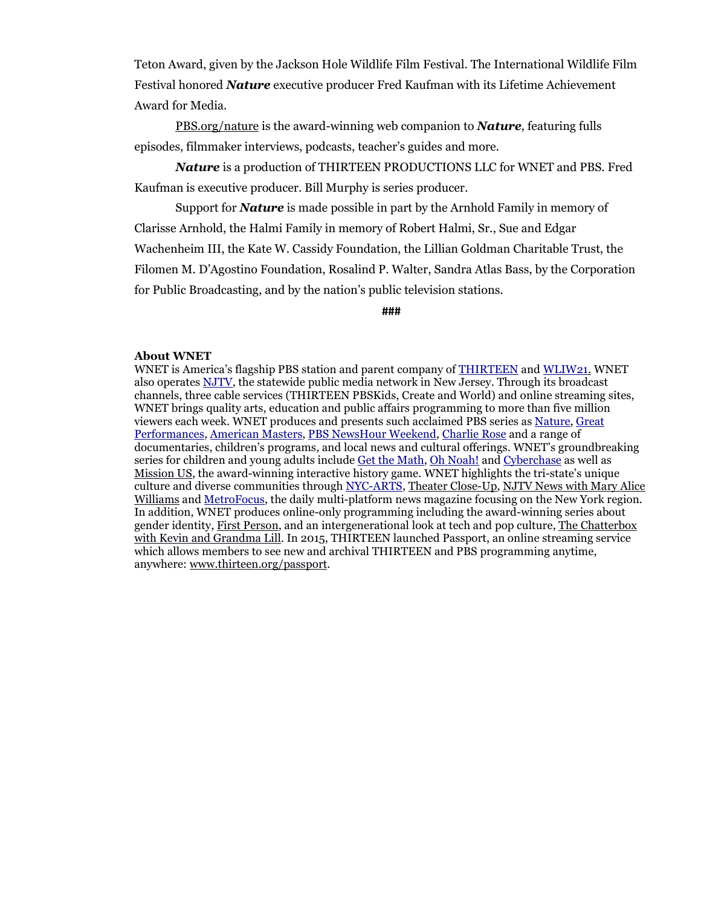Teton Award, given by the Jackson Hole Wildlife Film Festival. The International Wildlife Film Festival honored ***Nature*** executive producer Fred Kaufman with its Lifetime Achievement Award for Media.

PBS.org/nature is the award-winning web companion to ***Nature***, featuring fulls episodes, filmmaker interviews, podcasts, teacher's guides and more.

***Nature*** is a production of THIRTEEN PRODUCTIONS LLC for WNET and PBS. Fred Kaufman is executive producer. Bill Murphy is series producer.

Support for ***Nature*** is made possible in part by the Arnhold Family in memory of Clarisse Arnhold, the Halmi Family in memory of Robert Halmi, Sr., Sue and Edgar Wachenheim III, the Kate W. Cassidy Foundation, the Lillian Goldman Charitable Trust, the Filomen M. D'Agostino Foundation, Rosalind P. Walter, Sandra Atlas Bass, by the Corporation for Public Broadcasting, and by the nation's public television stations.

###

**About WNET**

WNET is America's flagship PBS station and parent company of THIRTEEN and WLIW21. WNET also operates NJTV, the statewide public media network in New Jersey. Through its broadcast channels, three cable services (THIRTEEN PBSKids, Create and World) and online streaming sites, WNET brings quality arts, education and public affairs programming to more than five million viewers each week. WNET produces and presents such acclaimed PBS series as Nature, Great Performances, American Masters, PBS NewsHour Weekend, Charlie Rose and a range of documentaries, children's programs, and local news and cultural offerings. WNET's groundbreaking series for children and young adults include Get the Math, Oh Noah! and Cyberchase as well as Mission US, the award-winning interactive history game. WNET highlights the tri-state's unique culture and diverse communities through NYC-ARTS, Theater Close-Up, NJTV News with Mary Alice Williams and MetroFocus, the daily multi-platform news magazine focusing on the New York region. In addition, WNET produces online-only programming including the award-winning series about gender identity, First Person, and an intergenerational look at tech and pop culture, The Chatterbox with Kevin and Grandma Lill. In 2015, THIRTEEN launched Passport, an online streaming service which allows members to see new and archival THIRTEEN and PBS programming anytime, anywhere: www.thirteen.org/passport.